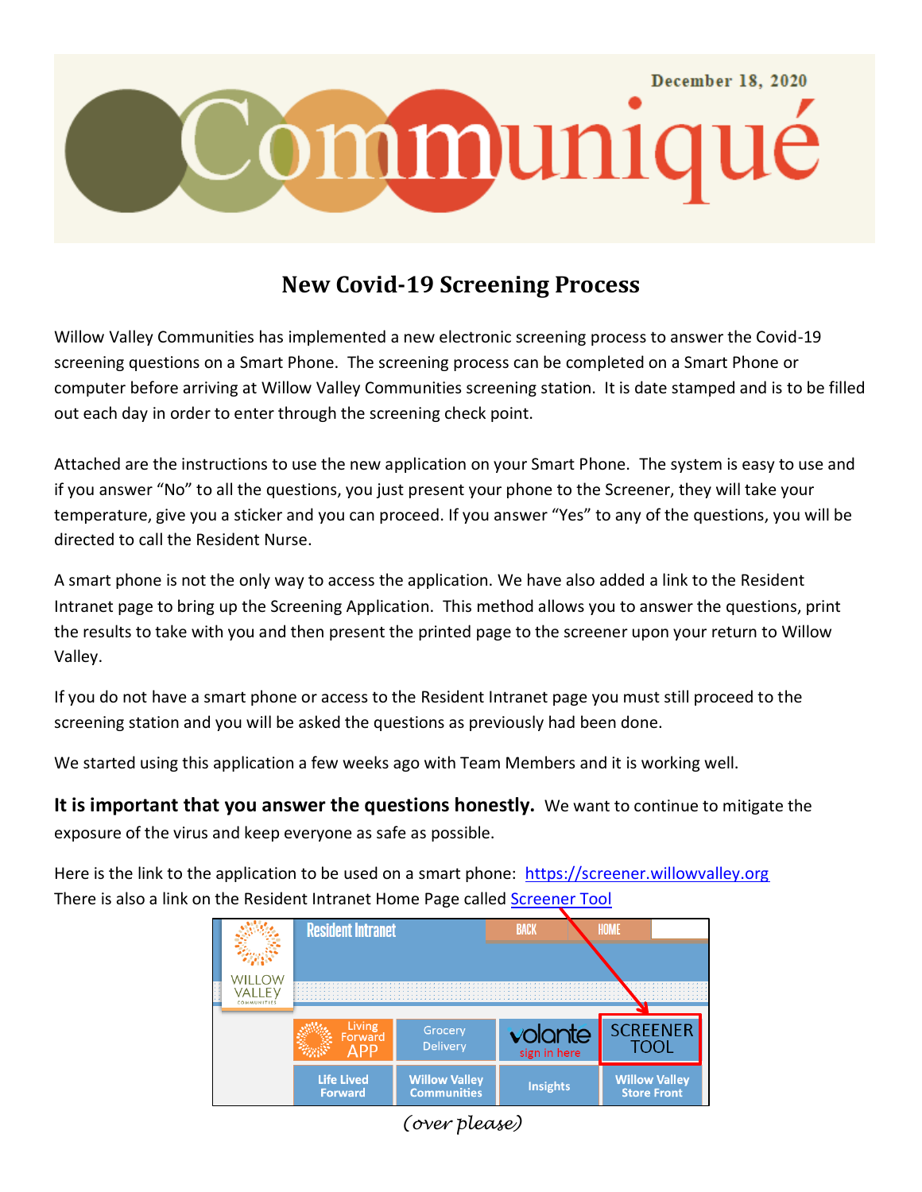December 18, 2020

# Communiqué

## New Covid-19 Screening Process

Willow Valley Communities has implemented a new electronic screening process to answer the Covid-19 screening questions on a Smart Phone. The screening process can be completed on a Smart Phone or computer before arriving at Willow Valley Communities screening station. It is date stamped and is to be filled out each day in order to enter through the screening check point.

Attached are the instructions to use the new application on your Smart Phone. The system is easy to use and if you answer “No” to all the questions, you just present your phone to the Screener, they will take your temperature, give you a sticker and you can proceed. If you answer “Yes” to any of the questions, you will be directed to call the Resident Nurse.

A smart phone is not the only way to access the application. We have also added a link to the Resident Intranet page to bring up the Screening Application. This method allows you to answer the questions, print the results to take with you and then present the printed page to the screener upon your return to Willow Valley.

If you do not have a smart phone or access to the Resident Intranet page you must still proceed to the screening station and you will be asked the questions as previously had been done.

We started using this application a few weeks ago with Team Members and it is working well.

**It is important that you answer the questions honestly.** We want to continue to mitigate the exposure of the virus and keep everyone as safe as possible.

Here is the link to the application to be used on a smart phone: https://screener.willowvalley.org
There is also a link on the Resident Intranet Home Page called Screener Tool

Resident Intranet | BACK | HOME

WILLOW VALLEY COMMUNITIES

Living Forward APP | Grocery Delivery | volante sign in here | SCREENER TOOL

Life Lived Forward | Willow Valley Communities | Insights | Willow Valley Store Front

*(over please)*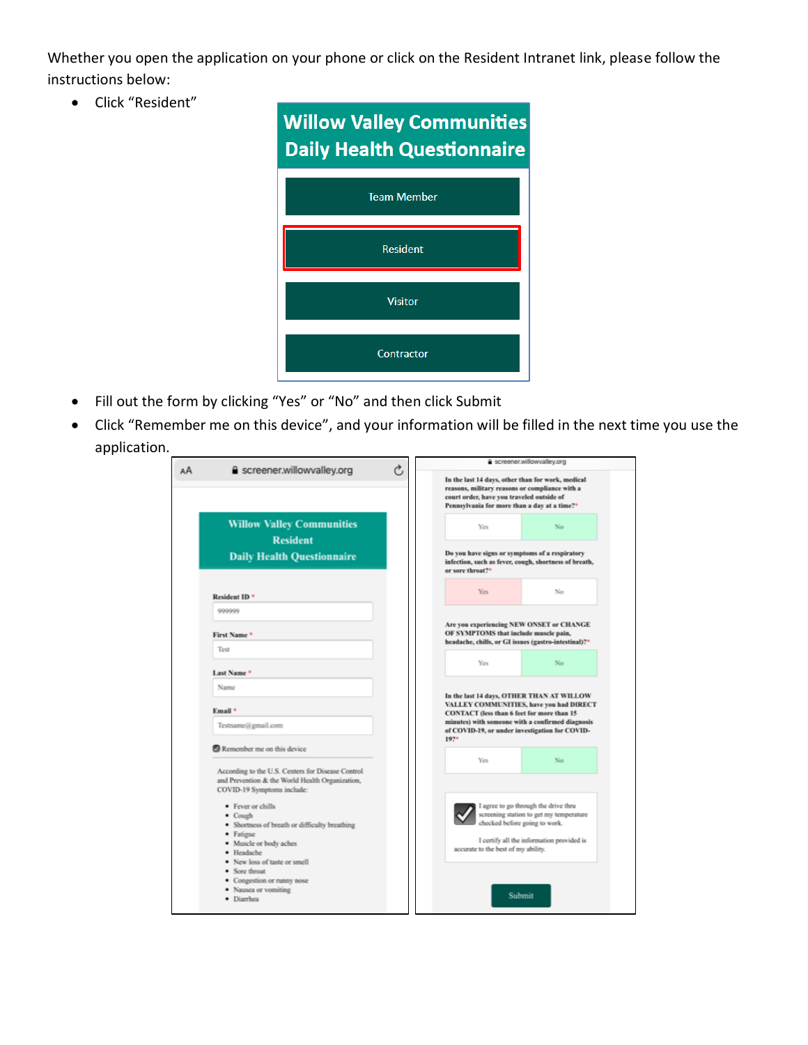Whether you open the application on your phone or click on the Resident Intranet link, please follow the instructions below:

- Click "Resident"

**Willow Valley Communities Daily Health Questionnaire**

Team Member

Resident

Visitor

Contractor

- Fill out the form by clicking "Yes" or "No" and then click Submit
- Click "Remember me on this device", and your information will be filled in the next time you use the application.

screener.willowvalley.org

**Willow Valley Communities Resident Daily Health Questionnaire**

Resident ID *

999999

First Name *

Test

Last Name *

Name

Email *

Testname@gmail.com

Remember me on this device

According to the U.S. Centers for Disease Control and Prevention & the World Health Organization, COVID-19 Symptoms include:

- Fever or chills
- Cough
- Shortness of breath or difficulty breathing
- Fatigue
- Muscle or body aches
- Headache
- New loss of taste or smell
- Sore throat
- Congestion or runny nose
- Nausea or vomiting
- Diarrhea

screener.willowvalley.org

**In the last 14 days, other than for work, medical reasons, military reasons or compliance with a court order, have you traveled outside of Pennsylvania for more than a day at a time?** *

Yes | No

**Do you have signs or symptoms of a respiratory infection, such as fever, cough, shortness of breath, or sore throat?** *

Yes | No

**Are you experiencing NEW ONSET or CHANGE OF SYMPTOMS that include muscle pain, headache, chills, or GI issues (gastro-intestinal)?** *

Yes | No

**In the last 14 days, OTHER THAN AT WILLOW VALLEY COMMUNITIES, have you had DIRECT CONTACT (less than 6 feet for more than 15 minutes) with someone with a confirmed diagnosis of COVID-19, or under investigation for COVID-19?** *

Yes | No

I agree to go through the drive thru screening station to get my temperature checked before going to work.

I certify all the information provided is accurate to the best of my ability.

Submit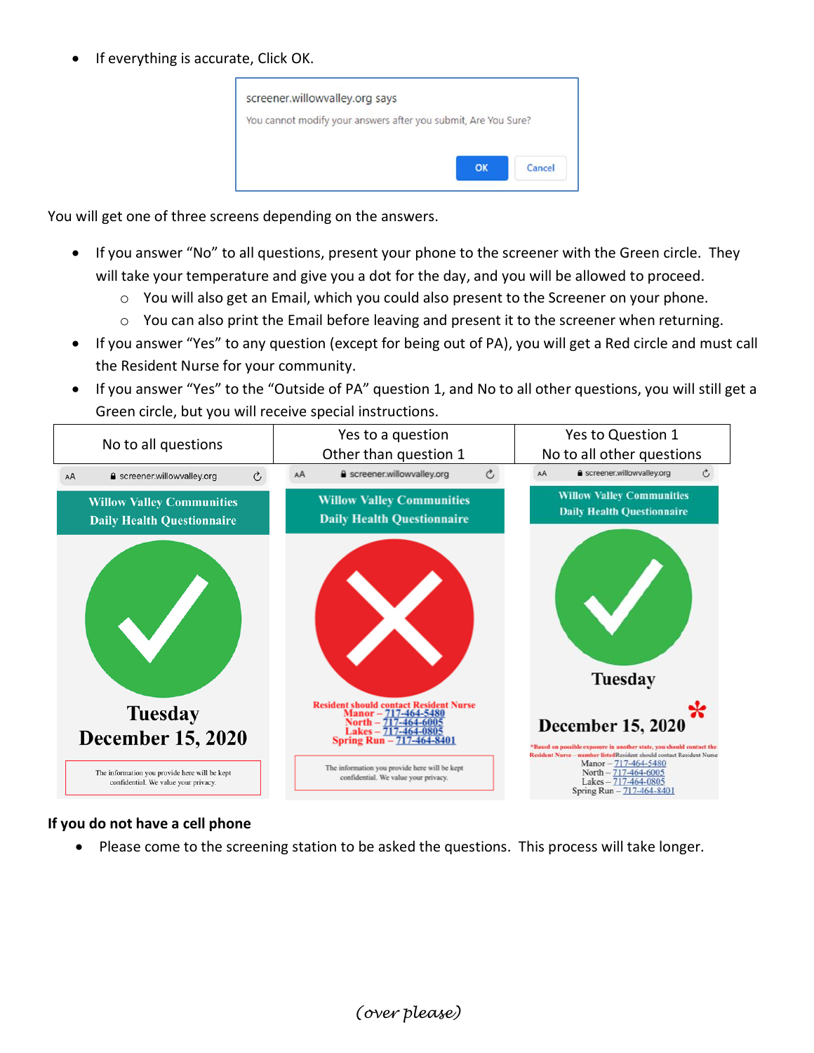- If everything is accurate, Click OK.

screener.willowvalley.org says

You cannot modify your answers after you submit, Are You Sure?

OK Cancel

You will get one of three screens depending on the answers.

- If you answer "No" to all questions, present your phone to the screener with the Green circle. They will take your temperature and give you a dot for the day, and you will be allowed to proceed.
  - You will also get an Email, which you could also present to the Screener on your phone.
  - You can also print the Email before leaving and present it to the screener when returning.
- If you answer "Yes" to any question (except for being out of PA), you will get a Red circle and must call the Resident Nurse for your community.
- If you answer "Yes" to the "Outside of PA" question 1, and No to all other questions, you will still get a Green circle, but you will receive special instructions.

| No to all questions | Yes to a question Other than question 1 | Yes to Question 1 No to all other questions |
| --- | --- | --- |
| screener.willowvalley.org<br>Willow Valley Communities<br>Daily Health Questionnaire<br>Tuesday<br>December 15, 2020<br>The information you provide here will be kept confidential. We value your privacy. | screener.willowvalley.org<br>Willow Valley Communities<br>Daily Health Questionnaire<br>Resident should contact Resident Nurse<br>Manor – 717-464-5480<br>North – 717-464-6005<br>Lakes – 717-464-0805<br>Spring Run – 717-464-8401<br>The information you provide here will be kept confidential. We value your privacy. | screener.willowvalley.org<br>Willow Valley Communities<br>Daily Health Questionnaire<br>Tuesday<br>December 15, 2020 *<br>*Based on possible exposure in another state, you should contact the Resident Nurse – number listedResident should contact Resident Nurse<br>Manor – 717-464-5480<br>North – 717-464-6005<br>Lakes – 717-464-0805<br>Spring Run – 717-464-8401 |

**If you do not have a cell phone**

- Please come to the screening station to be asked the questions. This process will take longer.

*(over please)*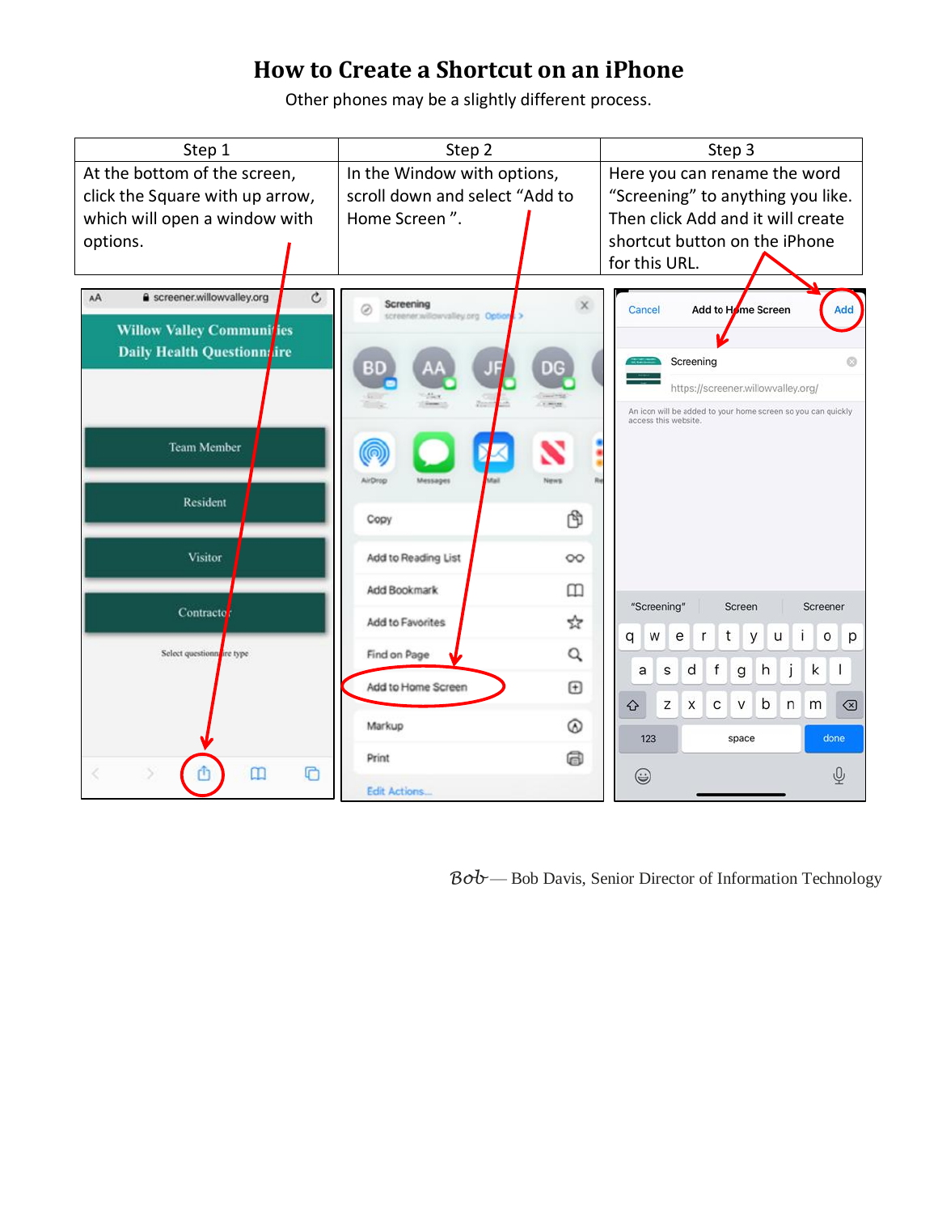# How to Create a Shortcut on an iPhone

Other phones may be a slightly different process.

| Step 1 | Step 2 | Step 3 |
|---|---|---|
| At the bottom of the screen, click the Square with up arrow, which will open a window with options. | In the Window with options, scroll down and select "Add to Home Screen ". | Here you can rename the word "Screening" to anything you like. Then click Add and it will create shortcut button on the iPhone for this URL. |

*Bob* — Bob Davis, Senior Director of Information Technology